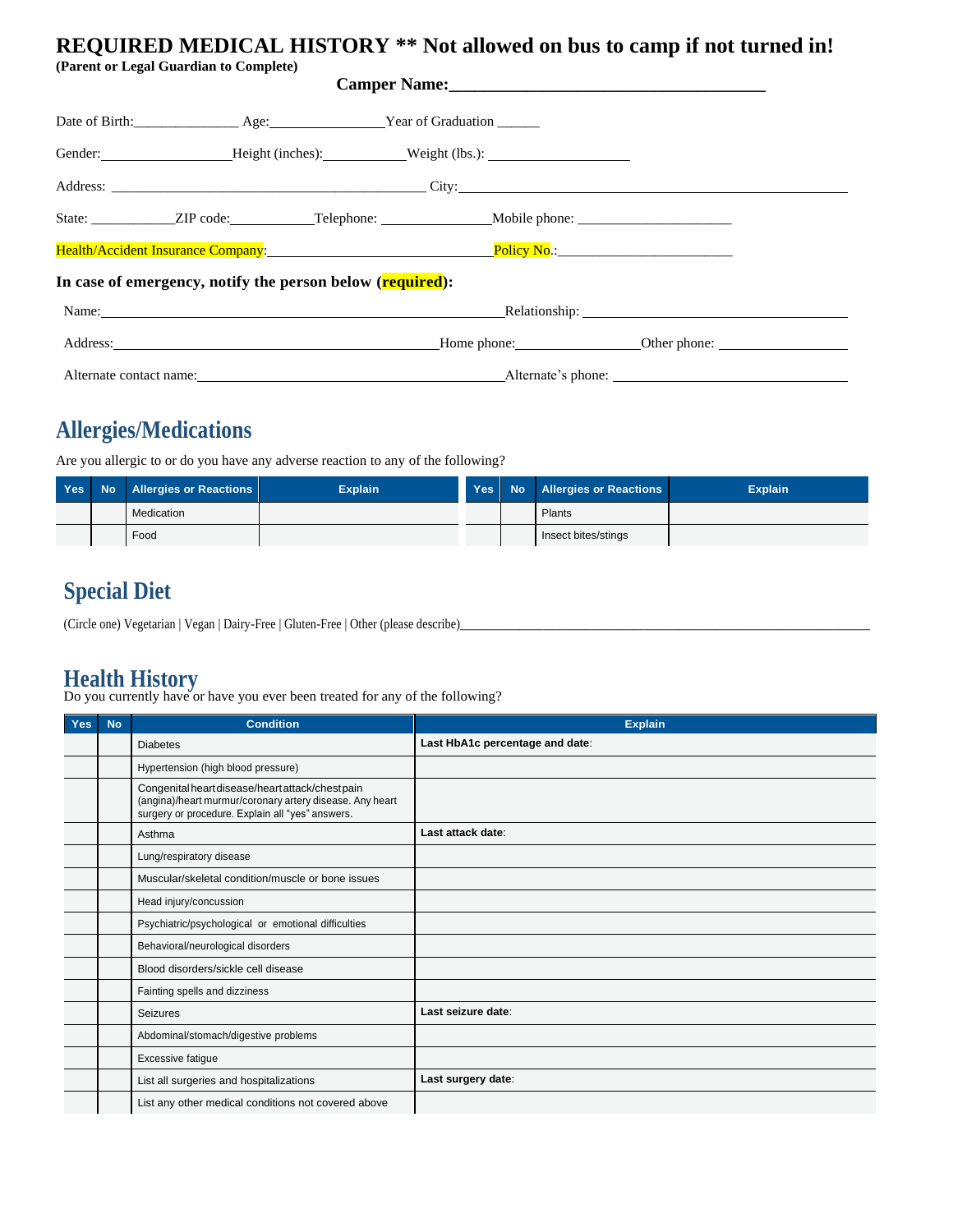# REQUIRED MEDICAL HISTORY ** Not allowed on bus to camp if not turned in!

**(Parent or Legal Guardian to Complete)**

**Camper Name:___________________________________**

Date of Birth:______________ Age:________________ Year of Graduation ______

Gender:__________________ Height (inches):___________ Weight (lbs.): ___________________

Address: _____________________________________________ City:_______________________________________________________

State: ___________ ZIP code:___________ Telephone: _______________ Mobile phone: _____________________

Health/Accident Insurance Company:______________________________ Policy No.:________________________

**In case of emergency, notify the person below (required):**

Name:______________________________________________________ Relationship: _____________________________

Address:_____________________________________________ Home phone:________________ Other phone: _________________

Alternate contact name:__________________________________________ Alternate's phone: ______________________________

## Allergies/Medications

Are you allergic to or do you have any adverse reaction to any of the following?

| Yes | No | Allergies or Reactions | Explain | Yes | No | Allergies or Reactions | Explain |
|---|---|---|---|---|---|---|---|
| | | Medication | | | | Plants | |
| | | Food | | | | Insect bites/stings | |

## Special Diet

(Circle one) Vegetarian | Vegan | Dairy-Free | Gluten-Free | Other (please describe)_______________________________________________

## Health History

Do you currently have or have you ever been treated for any of the following?

| Yes | No | Condition | Explain |
|---|---|---|---|
| | | Diabetes | **Last HbA1c percentage and date**: |
| | | Hypertension (high blood pressure) | |
| | | Congenital heart disease/heart attack/chest pain (angina)/heart murmur/coronary artery disease. Any heart surgery or procedure. Explain all "yes" answers. | |
| | | Asthma | **Last attack date**: |
| | | Lung/respiratory disease | |
| | | Muscular/skeletal condition/muscle or bone issues | |
| | | Head injury/concussion | |
| | | Psychiatric/psychological or emotional difficulties | |
| | | Behavioral/neurological disorders | |
| | | Blood disorders/sickle cell disease | |
| | | Fainting spells and dizziness | |
| | | Seizures | **Last seizure date**: |
| | | Abdominal/stomach/digestive problems | |
| | | Excessive fatigue | |
| | | List all surgeries and hospitalizations | **Last surgery date**: |
| | | List any other medical conditions not covered above | |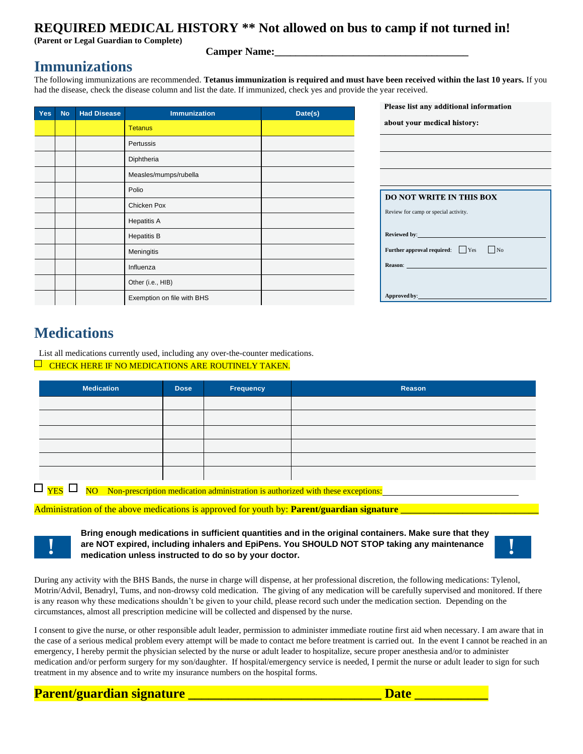# REQUIRED MEDICAL HISTORY ** Not allowed on bus to camp if not turned in!

**(Parent or Legal Guardian to Complete)**

**Camper Name:\_\_\_\_\_\_\_\_\_\_\_\_\_\_\_\_\_\_\_\_\_\_\_\_\_\_\_\_\_\_\_\_\_\_\_\_**

## Immunizations

The following immunizations are recommended. **Tetanus immunization is required and must have been received within the last 10 years.** If you had the disease, check the disease column and list the date. If immunized, check yes and provide the year received.

| Yes | No | Had Disease | Immunization | Date(s) |
|---|---|---|---|---|
| | | | Tetanus | |
| | | | Pertussis | |
| | | | Diphtheria | |
| | | | Measles/mumps/rubella | |
| | | | Polio | |
| | | | Chicken Pox | |
| | | | Hepatitis A | |
| | | | Hepatitis B | |
| | | | Meningitis | |
| | | | Influenza | |
| | | | Other (i.e., HIB) | |
| | | | Exemption on file with BHS | |

**Please list any additional information about your medical history:**

\_\_\_\_\_\_\_\_\_\_\_\_\_\_\_\_\_\_\_\_\_\_\_\_\_\_\_\_\_\_

\_\_\_\_\_\_\_\_\_\_\_\_\_\_\_\_\_\_\_\_\_\_\_\_\_\_\_\_\_\_

\_\_\_\_\_\_\_\_\_\_\_\_\_\_\_\_\_\_\_\_\_\_\_\_\_\_\_\_\_\_

**DO NOT WRITE IN THIS BOX**

Review for camp or special activity.

**Reviewed by**:\_\_\_\_\_\_\_\_\_\_\_\_\_\_\_\_\_\_\_\_\_\_\_\_\_\_\_\_

**Further approval required**: ☐ Yes ☐ No

**Reason**: \_\_\_\_\_\_\_\_\_\_\_\_\_\_\_\_\_\_\_\_\_\_\_\_\_\_\_\_

**Approved by**:\_\_\_\_\_\_\_\_\_\_\_\_\_\_\_\_\_\_\_\_\_\_\_\_\_\_\_\_

## Medications

List all medications currently used, including any over-the-counter medications.

☐ CHECK HERE IF NO MEDICATIONS ARE ROUTINELY TAKEN.

| Medication | Dose | Frequency | Reason |
|---|---|---|---|
| | | | |
| | | | |
| | | | |
| | | | |
| | | | |
| | | | |

☐ YES ☐ NO Non-prescription medication administration is authorized with these exceptions:\_\_\_\_\_\_\_\_\_\_\_\_\_\_\_\_\_\_\_\_\_\_\_\_\_\_\_\_\_\_

Administration of the above medications is approved for youth by: **Parent/guardian signature \_\_\_\_\_\_\_\_\_\_\_\_\_\_\_\_\_\_\_\_\_\_\_\_\_\_\_\_**

**!** **Bring enough medications in sufficient quantities and in the original containers. Make sure that they are NOT expired, including inhalers and EpiPens. You SHOULD NOT STOP taking any maintenance medication unless instructed to do so by your doctor.** **!**

During any activity with the BHS Bands, the nurse in charge will dispense, at her professional discretion, the following medications: Tylenol, Motrin/Advil, Benadryl, Tums, and non-drowsy cold medication. The giving of any medication will be carefully supervised and monitored. If there is any reason why these medications shouldn't be given to your child, please record such under the medication section. Depending on the circumstances, almost all prescription medicine will be collected and dispensed by the nurse.

I consent to give the nurse, or other responsible adult leader, permission to administer immediate routine first aid when necessary. I am aware that in the case of a serious medical problem every attempt will be made to contact me before treatment is carried out. In the event I cannot be reached in an emergency, I hereby permit the physician selected by the nurse or adult leader to hospitalize, secure proper anesthesia and/or to administer medication and/or perform surgery for my son/daughter. If hospital/emergency service is needed, I permit the nurse or adult leader to sign for such treatment in my absence and to write my insurance numbers on the hospital forms.

**Parent/guardian signature \_\_\_\_\_\_\_\_\_\_\_\_\_\_\_\_\_\_\_\_\_\_\_\_\_\_\_\_\_\_ Date \_\_\_\_\_\_\_\_\_\_\_**